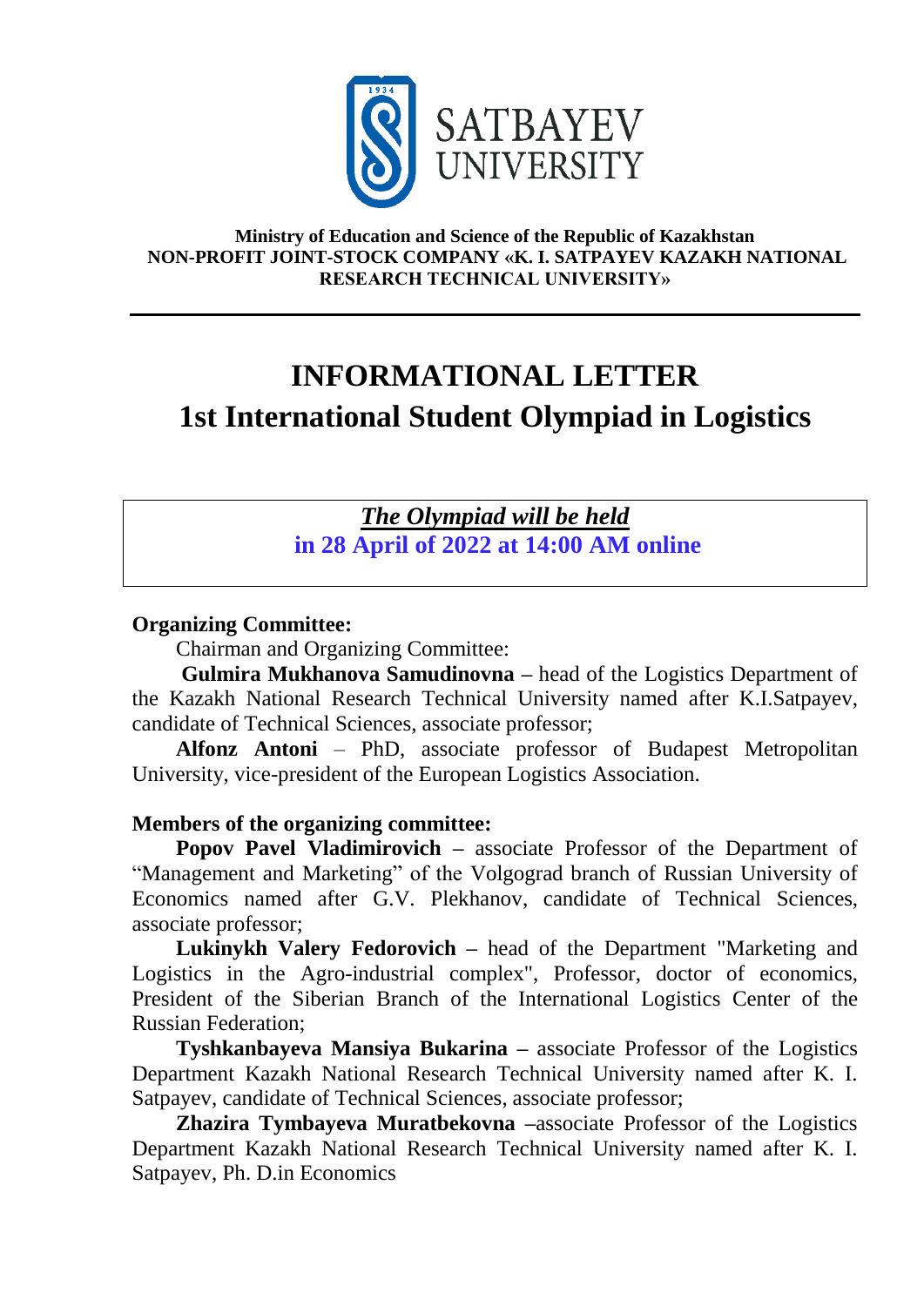SATBAYEV UNIVERSITY

**Ministry of Education and Science of the Republic of Kazakhstan**
**NON-PROFIT JOINT-STOCK COMPANY «K. I. SATPAYEV KAZAKH NATIONAL RESEARCH TECHNICAL UNIVERSITY»**

---

# INFORMATIONAL LETTER
# 1st International Student Olympiad in Logistics

***The Olympiad will be held***
**in 28 April of 2022 at 14:00 AM online**

**Organizing Committee:**

Chairman and Organizing Committee:

**Gulmira Mukhanova Samudinovna –** head of the Logistics Department of the Kazakh National Research Technical University named after K.I.Satpayev, candidate of Technical Sciences, associate professor;

**Alfonz Antoni** – PhD, associate professor of Budapest Metropolitan University, vice-president of the European Logistics Association.

**Members of the organizing committee:**

**Popov Pavel Vladimirovich –** associate Professor of the Department of "Management and Marketing" of the Volgograd branch of Russian University of Economics named after G.V. Plekhanov, candidate of Technical Sciences, associate professor;

**Lukinykh Valery Fedorovich –** head of the Department "Marketing and Logistics in the Agro-industrial complex", Professor, doctor of economics, President of the Siberian Branch of the International Logistics Center of the Russian Federation;

**Tyshkanbayeva Mansiya Bukarina –** associate Professor of the Logistics Department Kazakh National Research Technical University named after K. I. Satpayev, candidate of Technical Sciences, associate professor;

**Zhazira Tymbayeva Muratbekovna** –associate Professor of the Logistics Department Kazakh National Research Technical University named after K. I. Satpayev, Ph. D.in Economics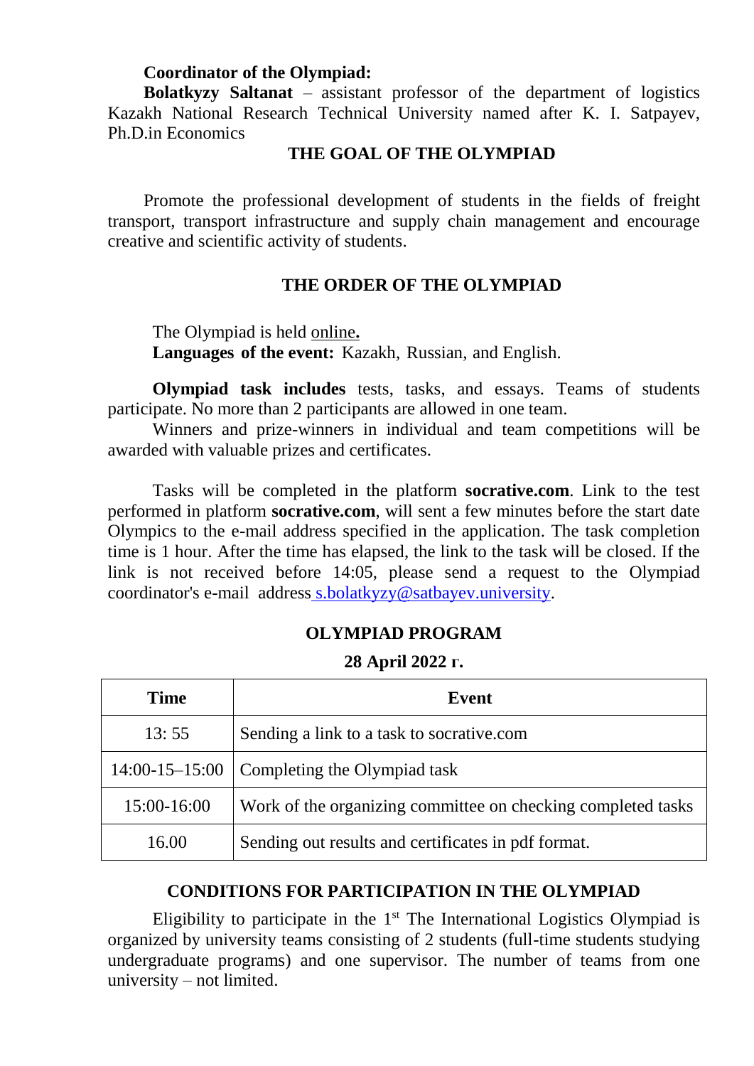**Coordinator of the Olympiad:**

**Bolatkyzy Saltanat** – assistant professor of the department of logistics Kazakh National Research Technical University named after K. I. Satpayev, Ph.D.in Economics

## THE GOAL OF THE OLYMPIAD

Promote the professional development of students in the fields of freight transport, transport infrastructure and supply chain management and encourage creative and scientific activity of students.

## THE ORDER OF THE OLYMPIAD

The Olympiad is held online**.**

**Languages of the event:** Kazakh, Russian, and English.

**Olympiad task includes** tests, tasks, and essays. Teams of students participate. No more than 2 participants are allowed in one team.

Winners and prize-winners in individual and team competitions will be awarded with valuable prizes and certificates.

Tasks will be completed in the platform **socrative.com**. Link to the test performed in platform **socrative.com**, will sent a few minutes before the start date Olympics to the e-mail address specified in the application. The task completion time is 1 hour. After the time has elapsed, the link to the task will be closed. If the link is not received before 14:05, please send a request to the Olympiad coordinator's e-mail address s.bolatkyzy@satbayev.university.

## OLYMPIAD PROGRAM

**28 April 2022 г.**

| Time | Event |
|---|---|
| 13: 55 | Sending a link to a task to socrative.com |
| 14:00-15–15:00 | Completing the Olympiad task |
| 15:00-16:00 | Work of the organizing committee on checking completed tasks |
| 16.00 | Sending out results and certificates in pdf format. |

## CONDITIONS FOR PARTICIPATION IN THE OLYMPIAD

Eligibility to participate in the 1st The International Logistics Olympiad is organized by university teams consisting of 2 students (full-time students studying undergraduate programs) and one supervisor. The number of teams from one university – not limited.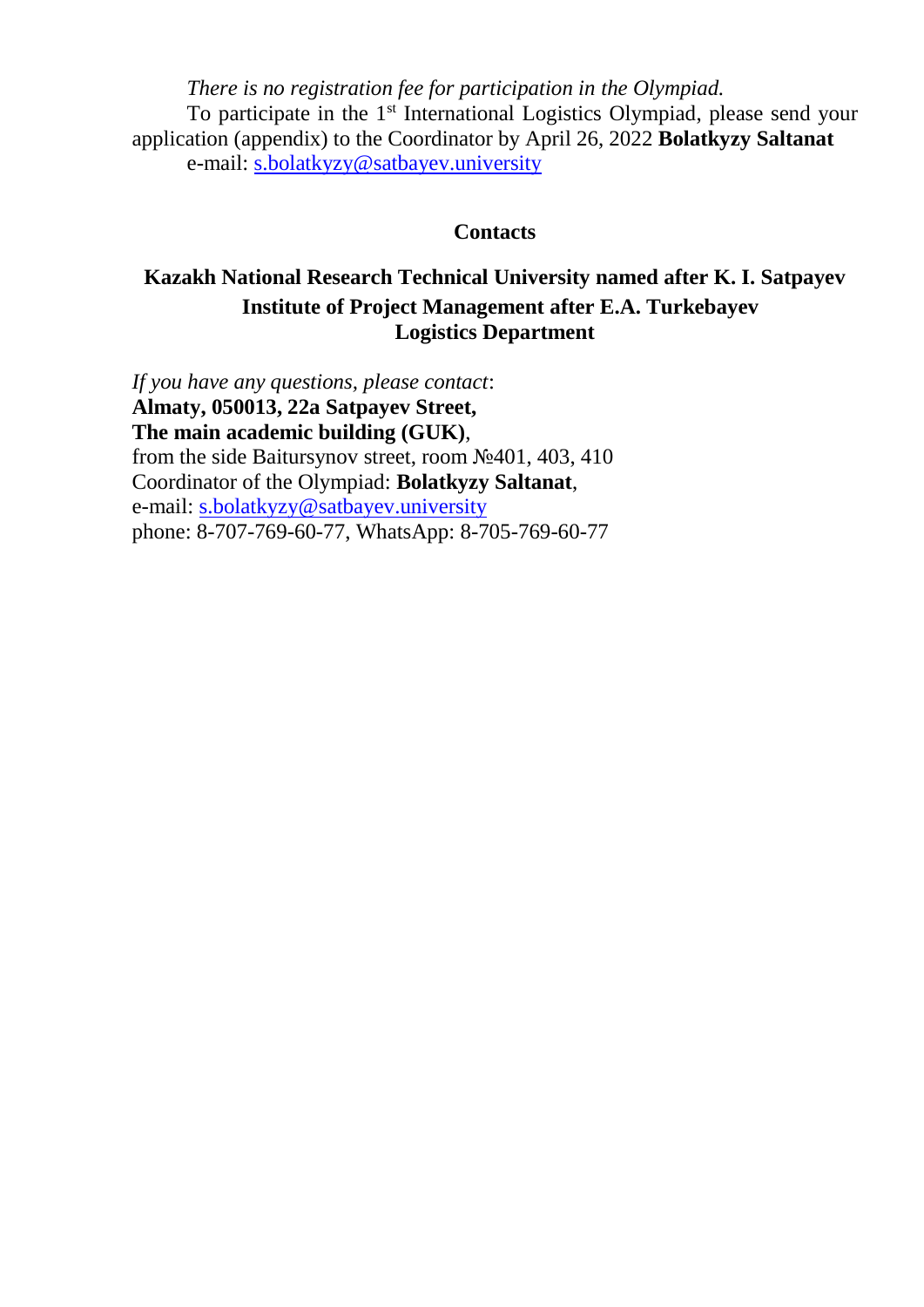*There is no registration fee for participation in the Olympiad.*

To participate in the 1st International Logistics Olympiad, please send your application (appendix) to the Coordinator by April 26, 2022 **Bolatkyzy Saltanat**
e-mail: s.bolatkyzy@satbayev.university

## Contacts

**Kazakh National Research Technical University named after K. I. Satpayev**
**Institute of Project Management after E.A. Turkebayev**
**Logistics Department**

*If you have any questions, please contact*:
**Almaty, 050013, 22a Satpayev Street,**
**The main academic building (GUK)**,
from the side Baitursynov street, room №401, 403, 410
Coordinator of the Olympiad: **Bolatkyzy Saltanat**,
e-mail: s.bolatkyzy@satbayev.university
phone: 8-707-769-60-77, WhatsApp: 8-705-769-60-77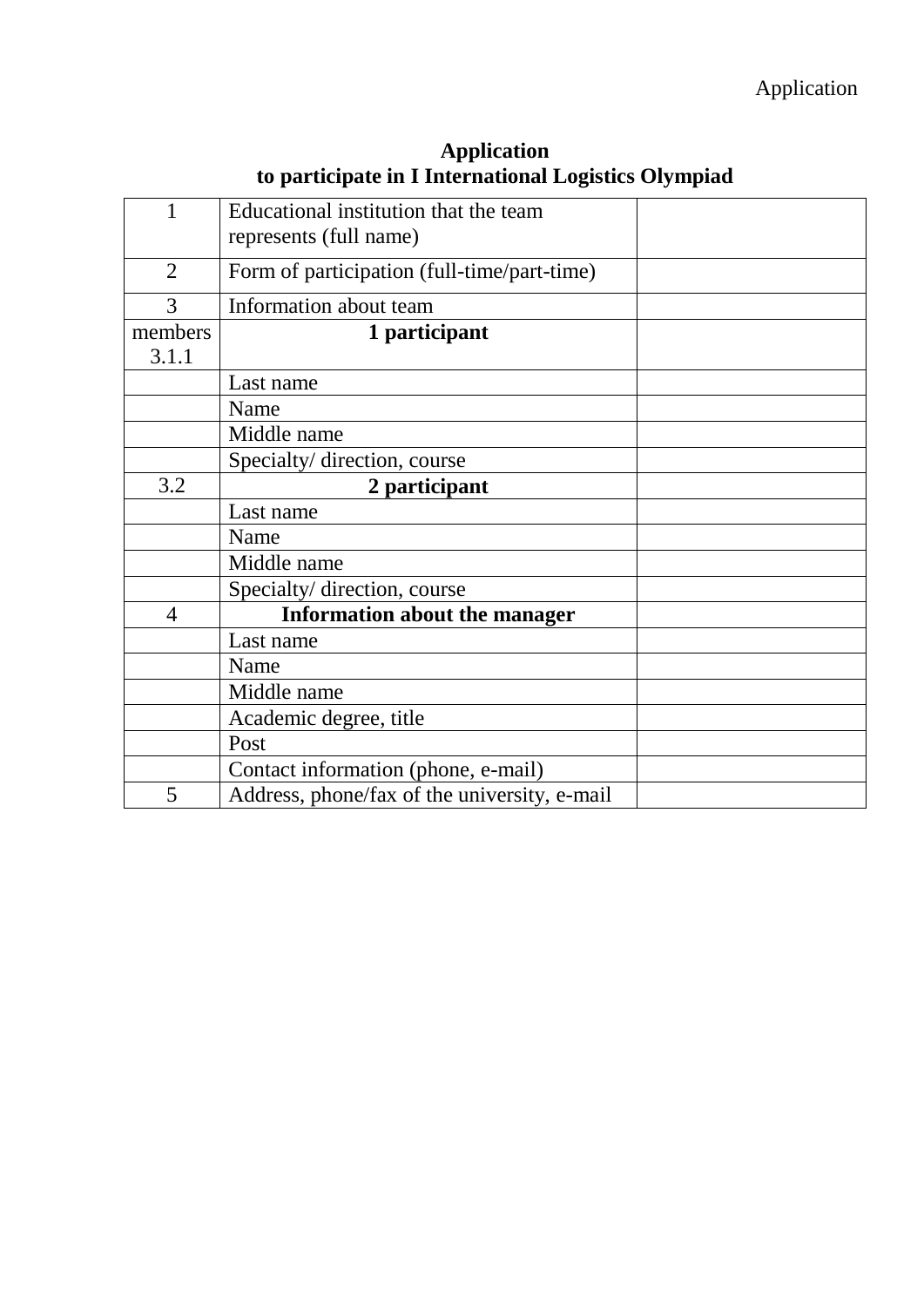Application

**Application**
**to participate in I International Logistics Olympiad**

| | | |
|---|---|---|
| 1 | Educational institution that the team represents (full name) | |
| 2 | Form of participation (full-time/part-time) | |
| 3 | Information about team | |
| members 3.1.1 | **1 participant** | |
| | Last name | |
| | Name | |
| | Middle name | |
| | Specialty/ direction, course | |
| 3.2 | **2 participant** | |
| | Last name | |
| | Name | |
| | Middle name | |
| | Specialty/ direction, course | |
| 4 | **Information about the manager** | |
| | Last name | |
| | Name | |
| | Middle name | |
| | Academic degree, title | |
| | Post | |
| | Contact information (phone, e-mail) | |
| 5 | Address, phone/fax of the university, e-mail | |